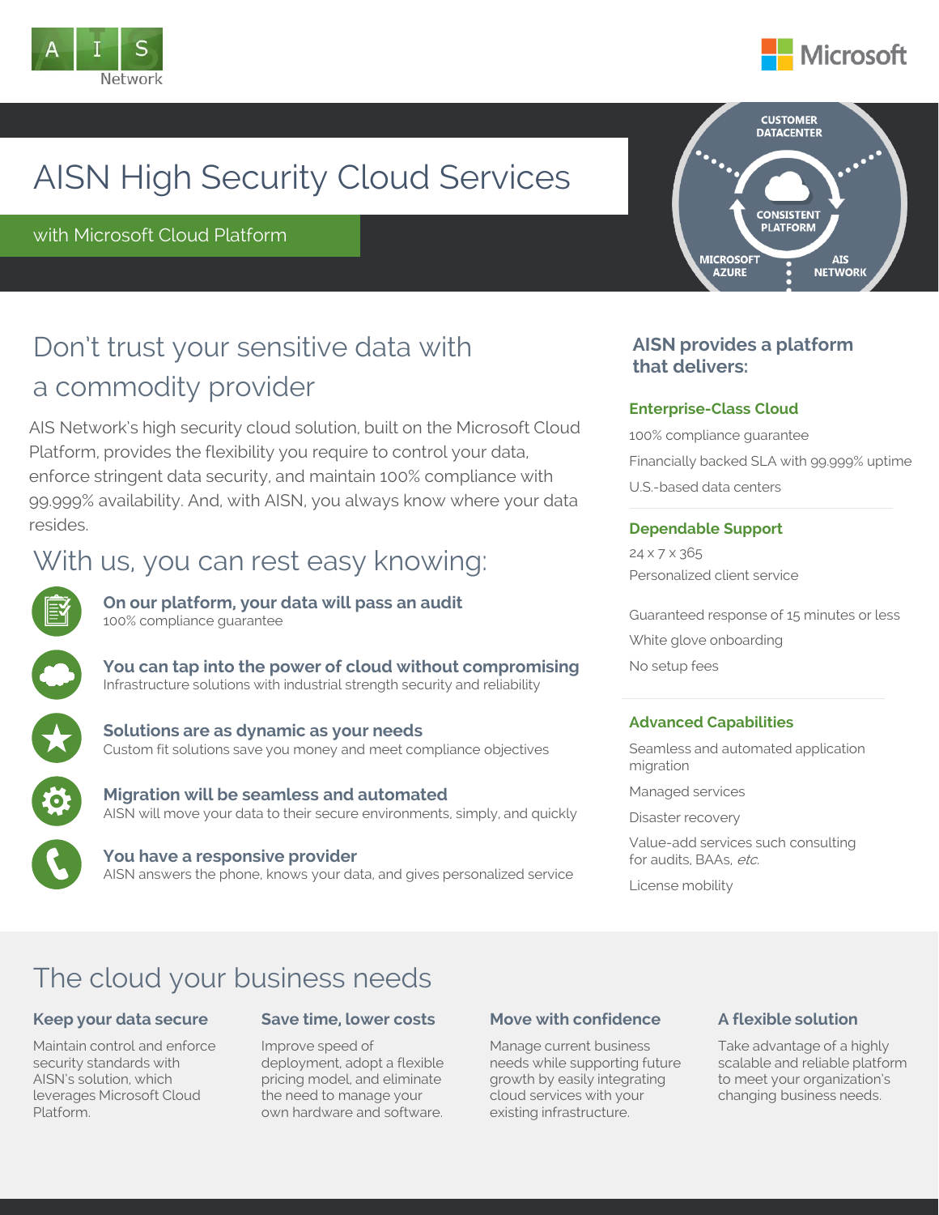# AISN High Security Cloud Services

with Microsoft Cloud Platform

## Don't trust your sensitive data with a commodity provider

AIS Network's high security cloud solution, built on the Microsoft Cloud Platform, provides the flexibility you require to control your data, enforce stringent data security, and maintain 100% compliance with 99.999% availability. And, with AISN, you always know where your data resides.

## With us, you can rest easy knowing:

**On our platform, your data will pass an audit**
100% compliance guarantee

**You can tap into the power of cloud without compromising**
Infrastructure solutions with industrial strength security and reliability

**Solutions are as dynamic as your needs**
Custom fit solutions save you money and meet compliance objectives

**Migration will be seamless and automated**
AISN will move your data to their secure environments, simply, and quickly

**You have a responsive provider**
AISN answers the phone, knows your data, and gives personalized service

### AISN provides a platform that delivers:

**Enterprise-Class Cloud**

100% compliance guarantee

Financially backed SLA with 99.999% uptime

U.S.-based data centers

**Dependable Support**

24 x 7 x 365

Personalized client service

Guaranteed response of 15 minutes or less

White glove onboarding

No setup fees

**Advanced Capabilities**

Seamless and automated application migration

Managed services

Disaster recovery

Value-add services such consulting for audits, BAAs, *etc.*

License mobility

## The cloud your business needs

### Keep your data secure

Maintain control and enforce security standards with AISN's solution, which leverages Microsoft Cloud Platform.

### Save time, lower costs

Improve speed of deployment, adopt a flexible pricing model, and eliminate the need to manage your own hardware and software.

### Move with confidence

Manage current business needs while supporting future growth by easily integrating cloud services with your existing infrastructure.

### A flexible solution

Take advantage of a highly scalable and reliable platform to meet your organization's changing business needs.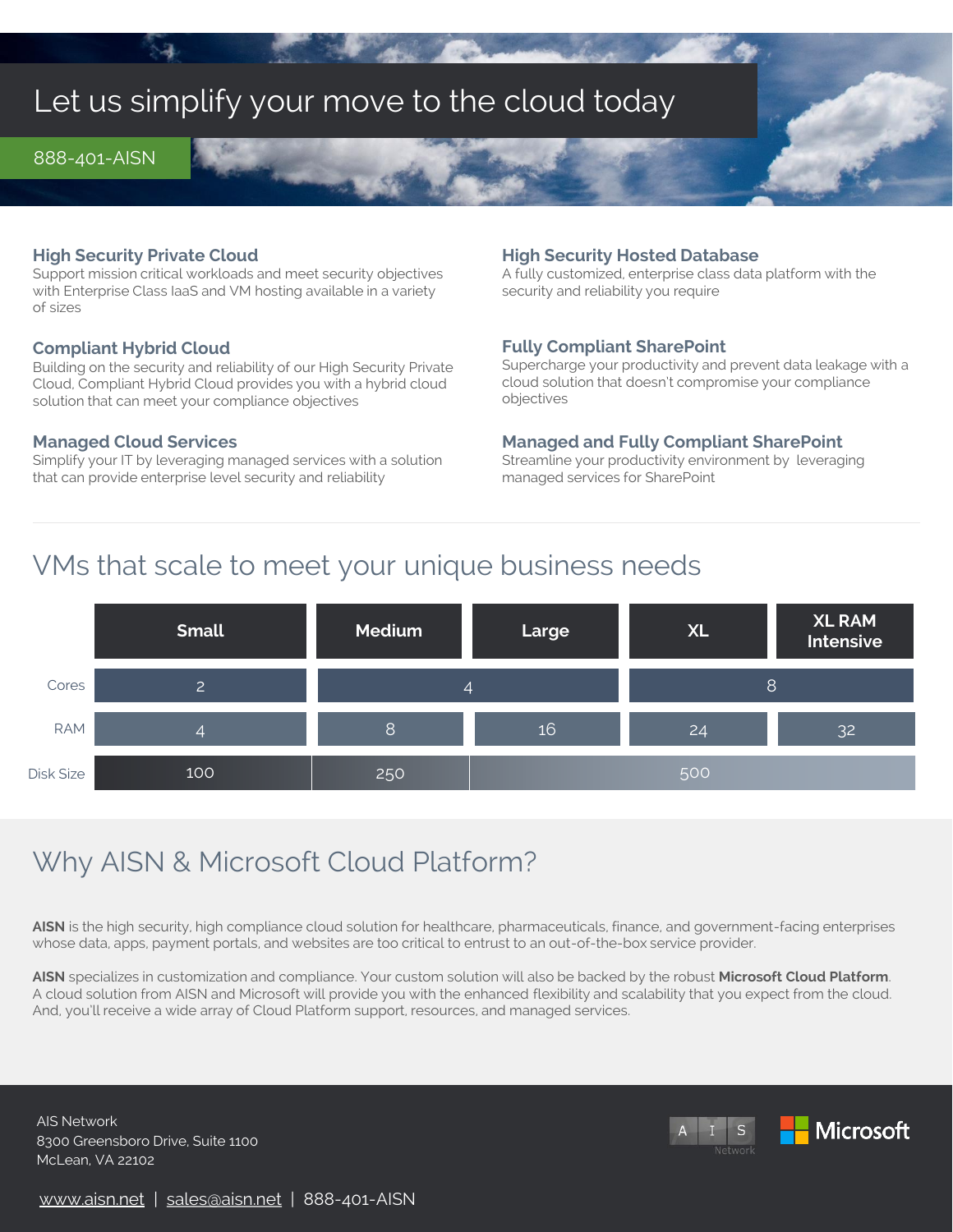# Let us simplify your move to the cloud today

888-401-AISN

### High Security Private Cloud

Support mission critical workloads and meet security objectives with Enterprise Class IaaS and VM hosting available in a variety of sizes

### Compliant Hybrid Cloud

Building on the security and reliability of our High Security Private Cloud, Compliant Hybrid Cloud provides you with a hybrid cloud solution that can meet your compliance objectives

### Managed Cloud Services

Simplify your IT by leveraging managed services with a solution that can provide enterprise level security and reliability

### High Security Hosted Database

A fully customized, enterprise class data platform with the security and reliability you require

### Fully Compliant SharePoint

Supercharge your productivity and prevent data leakage with a cloud solution that doesn't compromise your compliance objectives

### Managed and Fully Compliant SharePoint

Streamline your productivity environment by leveraging managed services for SharePoint

## VMs that scale to meet your unique business needs

| | Small | Medium | Large | XL | XL RAM Intensive |
|---|---|---|---|---|---|
| Cores | 2 | 4 | 4 | 8 | 8 |
| RAM | 4 | 8 | 16 | 24 | 32 |
| Disk Size | 100 | 250 | 500 | 500 | 500 |

## Why AISN & Microsoft Cloud Platform?

**AISN** is the high security, high compliance cloud solution for healthcare, pharmaceuticals, finance, and government-facing enterprises whose data, apps, payment portals, and websites are too critical to entrust to an out-of-the-box service provider.

**AISN** specializes in customization and compliance. Your custom solution will also be backed by the robust **Microsoft Cloud Platform**. A cloud solution from AISN and Microsoft will provide you with the enhanced flexibility and scalability that you expect from the cloud. And, you'll receive a wide array of Cloud Platform support, resources, and managed services.

AIS Network
8300 Greensboro Drive, Suite 1100
McLean, VA 22102

www.aisn.net | sales@aisn.net | 888-401-AISN